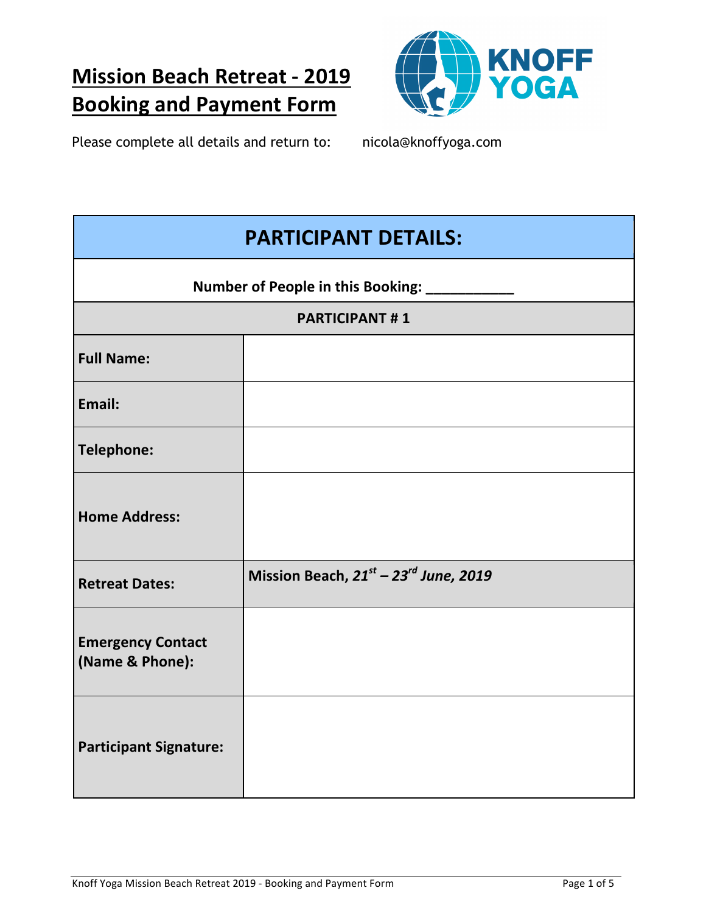# Mission Beach Retreat - 2019
# Booking and Payment Form

Please complete all details and return to: nicola@knoffyoga.com

| PARTICIPANT DETAILS: | |
|---|---|
| **Number of People in this Booking: ___________** | |
| **PARTICIPANT # 1** | |
| **Full Name:** | |
| **Email:** | |
| **Telephone:** | |
| **Home Address:** | |
| **Retreat Dates:** | **Mission Beach, *21st – 23rd June, 2019*** |
| **Emergency Contact (Name & Phone):** | |
| **Participant Signature:** | |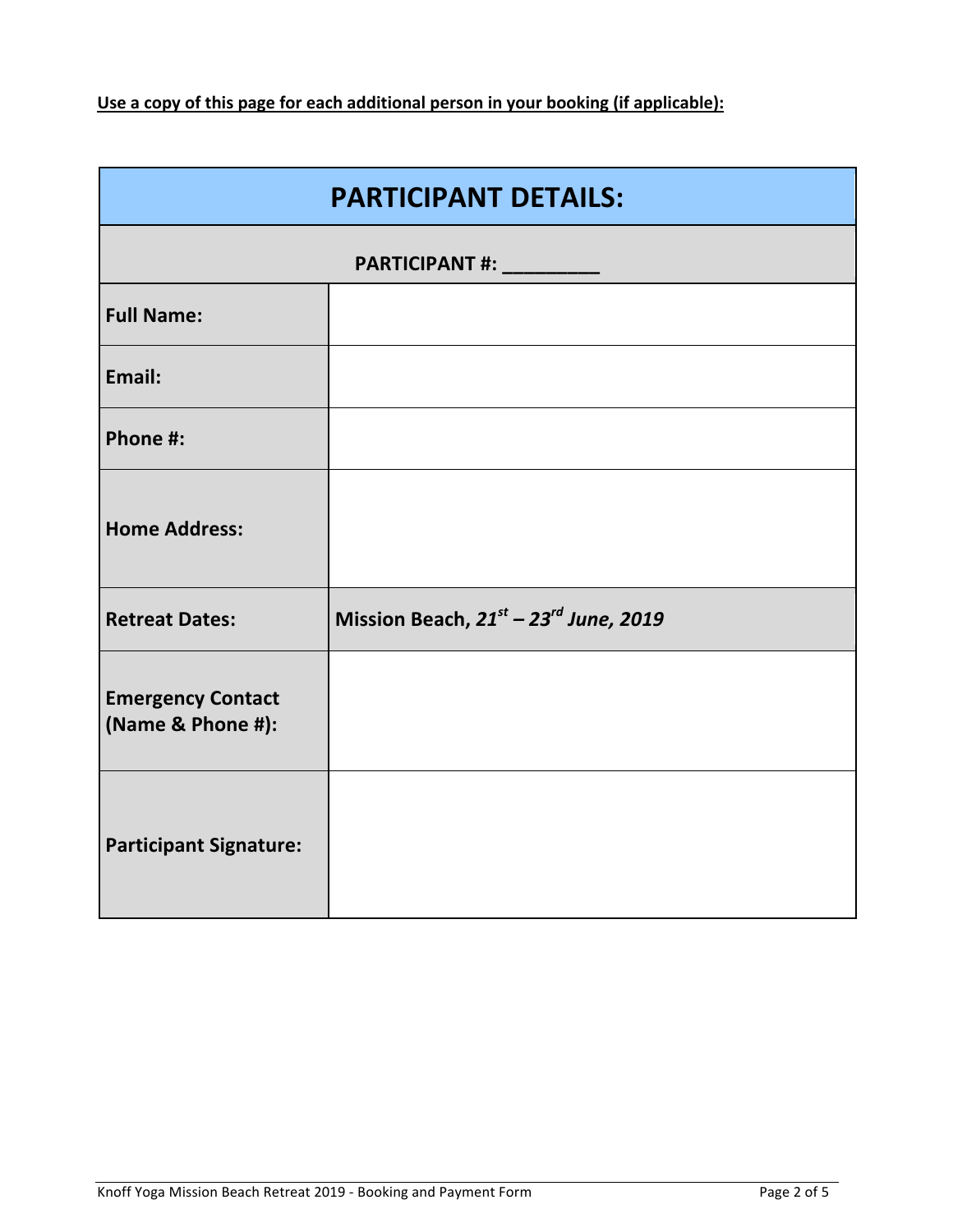**<u>Use a copy of this page for each additional person in your booking (if applicable):</u>**

| PARTICIPANT DETAILS: | |
|---|---|
| **PARTICIPANT #: _________** | |
| **Full Name:** | |
| **Email:** | |
| **Phone #:** | |
| **Home Address:** | |
| **Retreat Dates:** | **Mission Beach, *21st – 23rd June, 2019*** |
| **Emergency Contact (Name & Phone #):** | |
| **Participant Signature:** | |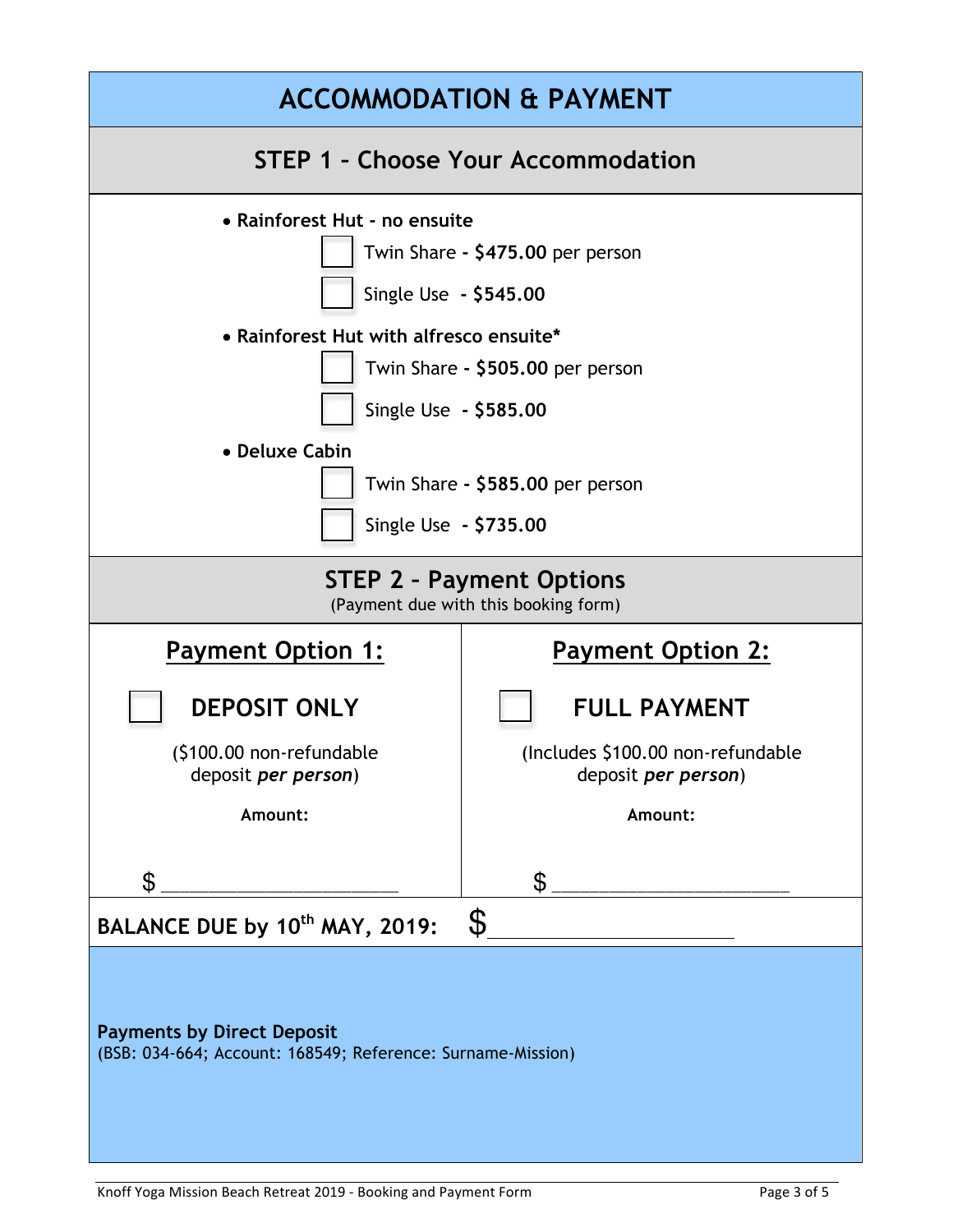# ACCOMMODATION & PAYMENT

## STEP 1 – Choose Your Accommodation

- **Rainforest Hut - no ensuite**
  - ☐ Twin Share **- $475.00** per person
  - ☐ Single Use **- $545.00**
- **Rainforest Hut with alfresco ensuite***
  - ☐ Twin Share **- $505.00** per person
  - ☐ Single Use **- $585.00**
- **Deluxe Cabin**
  - ☐ Twin Share **- $585.00** per person
  - ☐ Single Use **- $735.00**

## STEP 2 – Payment Options

(Payment due with this booking form)

| **Payment Option 1:** | **Payment Option 2:** |
|---|---|
| ☐ **DEPOSIT ONLY** | ☐ **FULL PAYMENT** |
| ($100.00 non-refundable deposit ***per person***) | (Includes $100.00 non-refundable deposit ***per person***) |
| **Amount:** | **Amount:** |
| $ ______________________ | $ ______________________ |

**BALANCE DUE by 10th MAY, 2019:** $ ______________________

**Payments by Direct Deposit**
(BSB: 034-664; Account: 168549; Reference: Surname-Mission)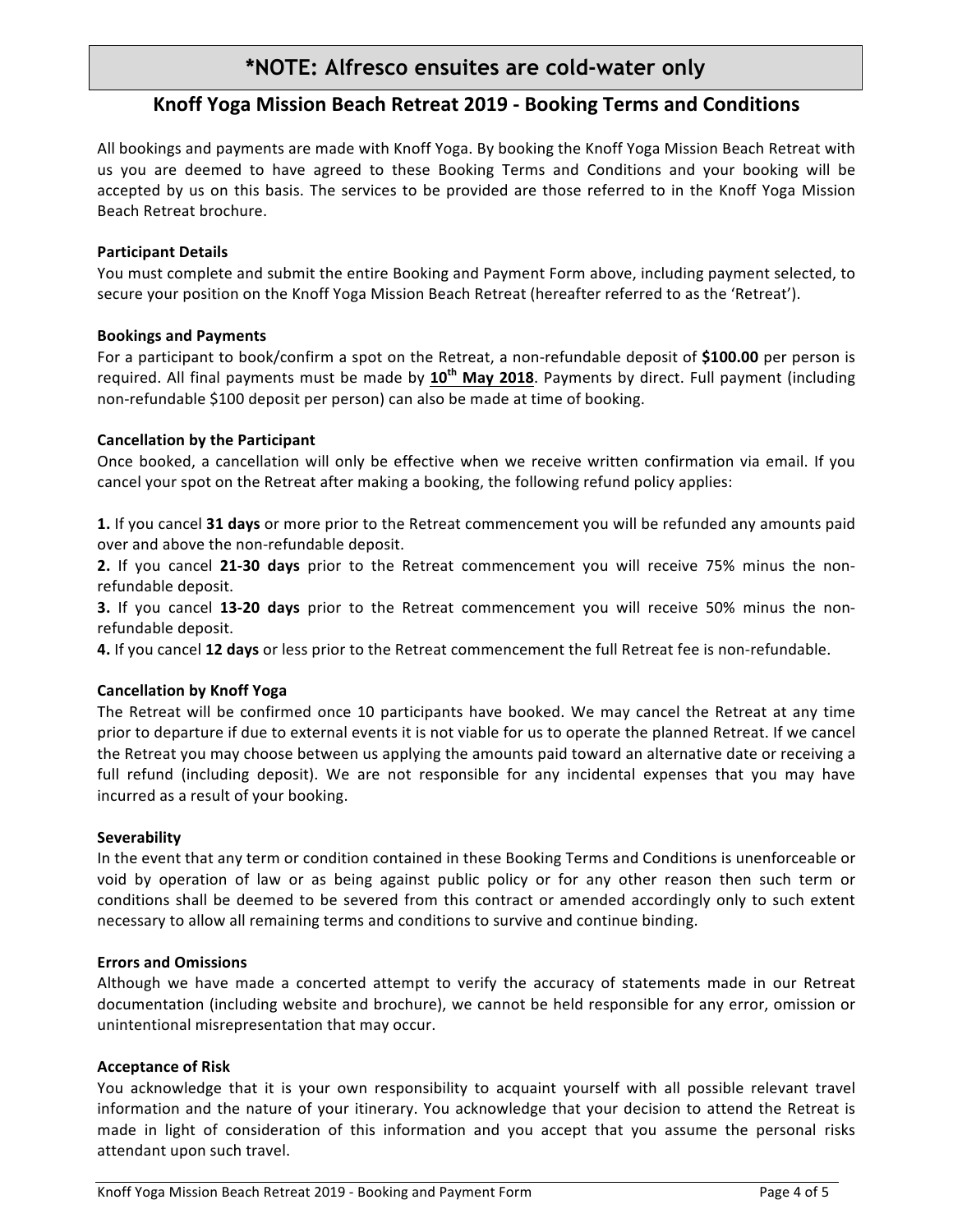# *NOTE: Alfresco ensuites are cold-water only

## Knoff Yoga Mission Beach Retreat 2019 - Booking Terms and Conditions

All bookings and payments are made with Knoff Yoga. By booking the Knoff Yoga Mission Beach Retreat with us you are deemed to have agreed to these Booking Terms and Conditions and your booking will be accepted by us on this basis. The services to be provided are those referred to in the Knoff Yoga Mission Beach Retreat brochure.

**Participant Details**

You must complete and submit the entire Booking and Payment Form above, including payment selected, to secure your position on the Knoff Yoga Mission Beach Retreat (hereafter referred to as the 'Retreat').

**Bookings and Payments**

For a participant to book/confirm a spot on the Retreat, a non-refundable deposit of **$100.00** per person is required. All final payments must be made by **<u>10th May 2018</u>**. Payments by direct. Full payment (including non-refundable $100 deposit per person) can also be made at time of booking.

**Cancellation by the Participant**

Once booked, a cancellation will only be effective when we receive written confirmation via email. If you cancel your spot on the Retreat after making a booking, the following refund policy applies:

**1.** If you cancel **31 days** or more prior to the Retreat commencement you will be refunded any amounts paid over and above the non-refundable deposit.

**2.** If you cancel **21-30 days** prior to the Retreat commencement you will receive 75% minus the non-refundable deposit.

**3.** If you cancel **13-20 days** prior to the Retreat commencement you will receive 50% minus the non-refundable deposit.

**4.** If you cancel **12 days** or less prior to the Retreat commencement the full Retreat fee is non-refundable.

**Cancellation by Knoff Yoga**

The Retreat will be confirmed once 10 participants have booked. We may cancel the Retreat at any time prior to departure if due to external events it is not viable for us to operate the planned Retreat. If we cancel the Retreat you may choose between us applying the amounts paid toward an alternative date or receiving a full refund (including deposit). We are not responsible for any incidental expenses that you may have incurred as a result of your booking.

**Severability**

In the event that any term or condition contained in these Booking Terms and Conditions is unenforceable or void by operation of law or as being against public policy or for any other reason then such term or conditions shall be deemed to be severed from this contract or amended accordingly only to such extent necessary to allow all remaining terms and conditions to survive and continue binding.

**Errors and Omissions**

Although we have made a concerted attempt to verify the accuracy of statements made in our Retreat documentation (including website and brochure), we cannot be held responsible for any error, omission or unintentional misrepresentation that may occur.

**Acceptance of Risk**

You acknowledge that it is your own responsibility to acquaint yourself with all possible relevant travel information and the nature of your itinerary. You acknowledge that your decision to attend the Retreat is made in light of consideration of this information and you accept that you assume the personal risks attendant upon such travel.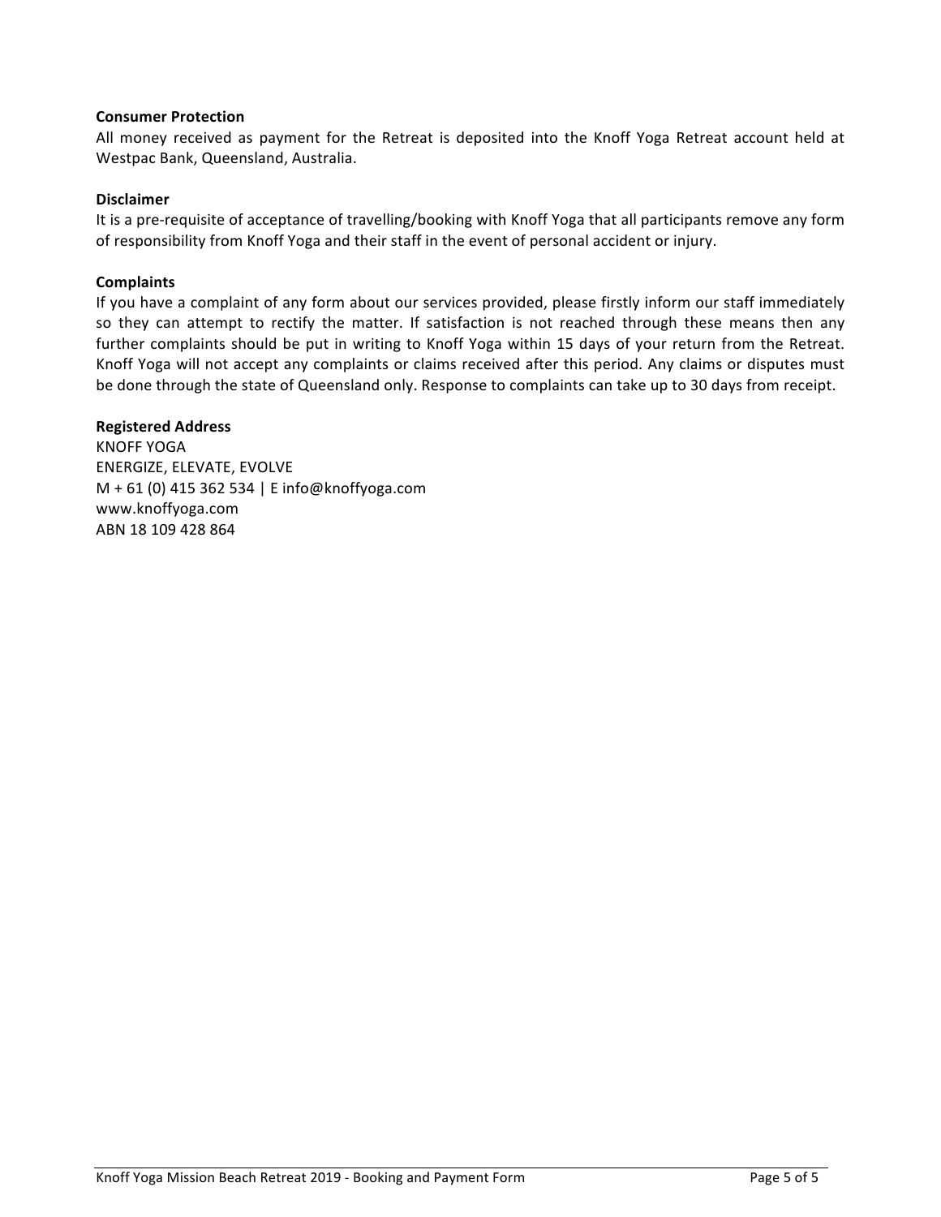**Consumer Protection**

All money received as payment for the Retreat is deposited into the Knoff Yoga Retreat account held at Westpac Bank, Queensland, Australia.

**Disclaimer**

It is a pre-requisite of acceptance of travelling/booking with Knoff Yoga that all participants remove any form of responsibility from Knoff Yoga and their staff in the event of personal accident or injury.

**Complaints**

If you have a complaint of any form about our services provided, please firstly inform our staff immediately so they can attempt to rectify the matter. If satisfaction is not reached through these means then any further complaints should be put in writing to Knoff Yoga within 15 days of your return from the Retreat. Knoff Yoga will not accept any complaints or claims received after this period. Any claims or disputes must be done through the state of Queensland only. Response to complaints can take up to 30 days from receipt.

**Registered Address**

KNOFF YOGA
ENERGIZE, ELEVATE, EVOLVE
M + 61 (0) 415 362 534 | E info@knoffyoga.com
www.knoffyoga.com
ABN 18 109 428 864